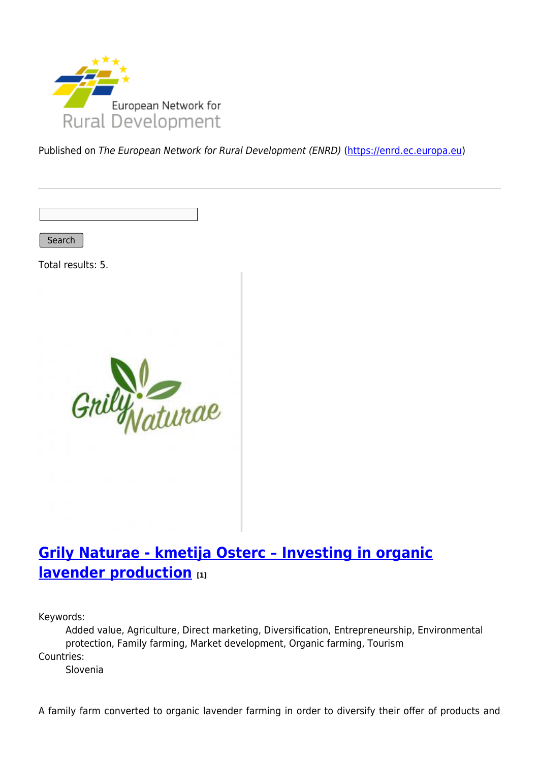Published on *The European Network for Rural Development (ENRD)* (https://enrd.ec.europa.eu)

Search

Total results: 5.

## Grily Naturae - kmetija Osterc – Investing in organic lavender production [1]

Keywords:
: Added value, Agriculture, Direct marketing, Diversification, Entrepreneurship, Environmental protection, Family farming, Market development, Organic farming, Tourism

Countries:
: Slovenia

A family farm converted to organic lavender farming in order to diversify their offer of products and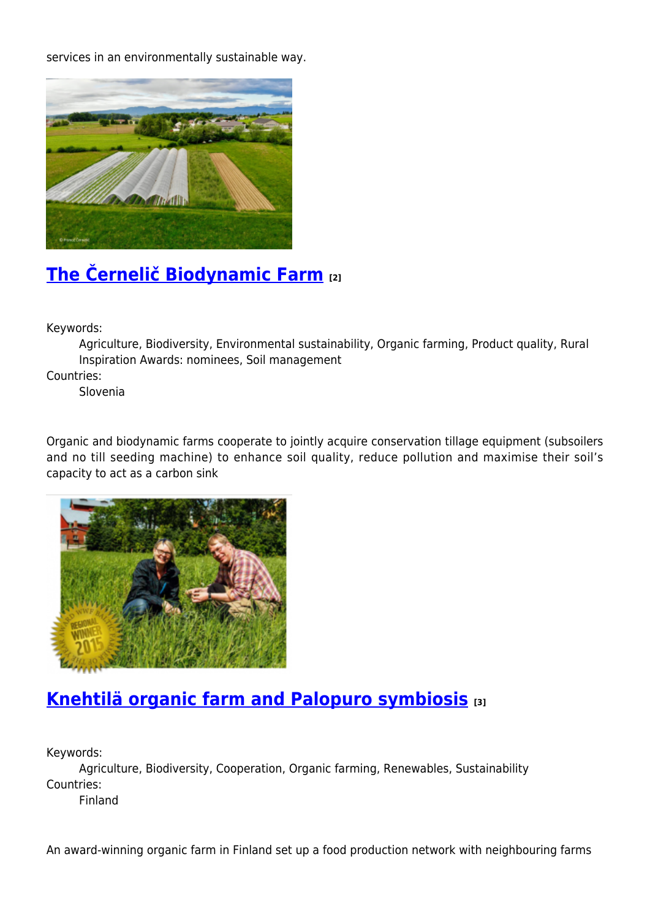services in an environmentally sustainable way.

## The Černelič Biodynamic Farm [2]

Keywords:
: Agriculture, Biodiversity, Environmental sustainability, Organic farming, Product quality, Rural Inspiration Awards: nominees, Soil management

Countries:
: Slovenia

Organic and biodynamic farms cooperate to jointly acquire conservation tillage equipment (subsoilers and no till seeding machine) to enhance soil quality, reduce pollution and maximise their soil's capacity to act as a carbon sink

## Knehtilä organic farm and Palopuro symbiosis [3]

Keywords:
: Agriculture, Biodiversity, Cooperation, Organic farming, Renewables, Sustainability

Countries:
: Finland

An award-winning organic farm in Finland set up a food production network with neighbouring farms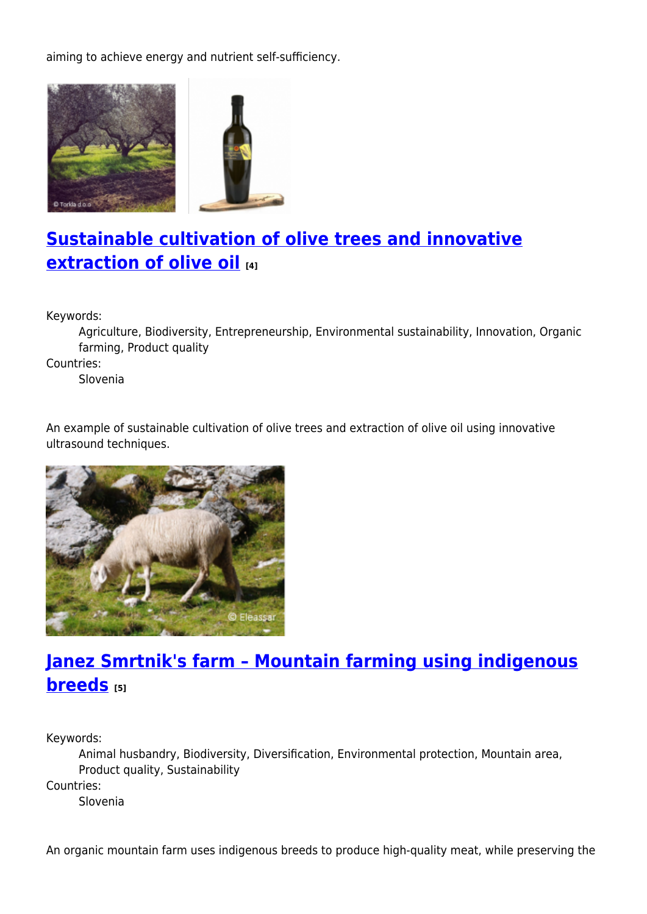aiming to achieve energy and nutrient self-sufficiency.

## Sustainable cultivation of olive trees and innovative extraction of olive oil [4]

Keywords:
: Agriculture, Biodiversity, Entrepreneurship, Environmental sustainability, Innovation, Organic farming, Product quality

Countries:
: Slovenia

An example of sustainable cultivation of olive trees and extraction of olive oil using innovative ultrasound techniques.

## Janez Smrtnik's farm – Mountain farming using indigenous breeds [5]

Keywords:
: Animal husbandry, Biodiversity, Diversification, Environmental protection, Mountain area, Product quality, Sustainability

Countries:
: Slovenia

An organic mountain farm uses indigenous breeds to produce high-quality meat, while preserving the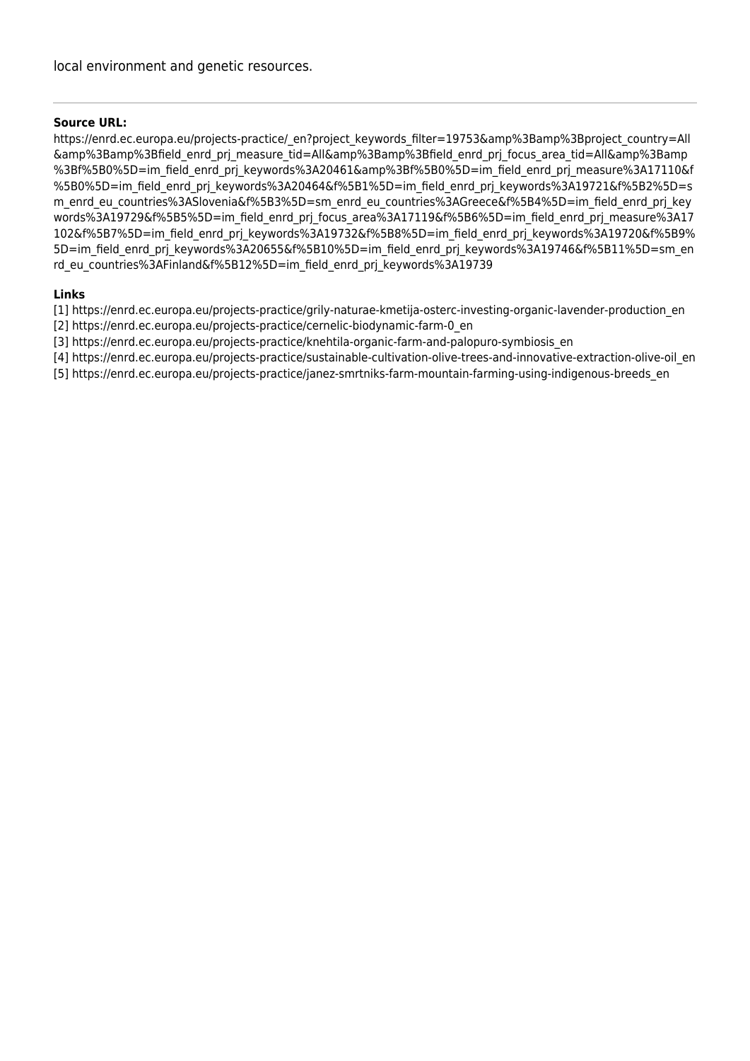local environment and genetic resources.

---

**Source URL:**
https://enrd.ec.europa.eu/projects-practice/_en?project_keywords_filter=19753&amp%3Bamp%3Bproject_country=All&amp%3Bamp%3Bfield_enrd_prj_measure_tid=All&amp%3Bamp%3Bfield_enrd_prj_focus_area_tid=All&amp%3Bamp%3Bf%5B0%5D=im_field_enrd_prj_keywords%3A20461&amp%3Bf%5B0%5D=im_field_enrd_prj_measure%3A17110&f%5B0%5D=im_field_enrd_prj_keywords%3A20464&f%5B1%5D=im_field_enrd_prj_keywords%3A19721&f%5B2%5D=sm_enrd_eu_countries%3ASlovenia&f%5B3%5D=sm_enrd_eu_countries%3AGreece&f%5B4%5D=im_field_enrd_prj_keywords%3A19729&f%5B5%5D=im_field_enrd_prj_focus_area%3A17119&f%5B6%5D=im_field_enrd_prj_measure%3A17102&f%5B7%5D=im_field_enrd_prj_keywords%3A19732&f%5B8%5D=im_field_enrd_prj_keywords%3A19720&f%5B9%5D=im_field_enrd_prj_keywords%3A20655&f%5B10%5D=im_field_enrd_prj_keywords%3A19746&f%5B11%5D=sm_enrd_eu_countries%3AFinland&f%5B12%5D=im_field_enrd_prj_keywords%3A19739

**Links**

[1] https://enrd.ec.europa.eu/projects-practice/grily-naturae-kmetija-osterc-investing-organic-lavender-production_en
[2] https://enrd.ec.europa.eu/projects-practice/cernelic-biodynamic-farm-0_en
[3] https://enrd.ec.europa.eu/projects-practice/knehtila-organic-farm-and-palopuro-symbiosis_en
[4] https://enrd.ec.europa.eu/projects-practice/sustainable-cultivation-olive-trees-and-innovative-extraction-olive-oil_en
[5] https://enrd.ec.europa.eu/projects-practice/janez-smrtniks-farm-mountain-farming-using-indigenous-breeds_en